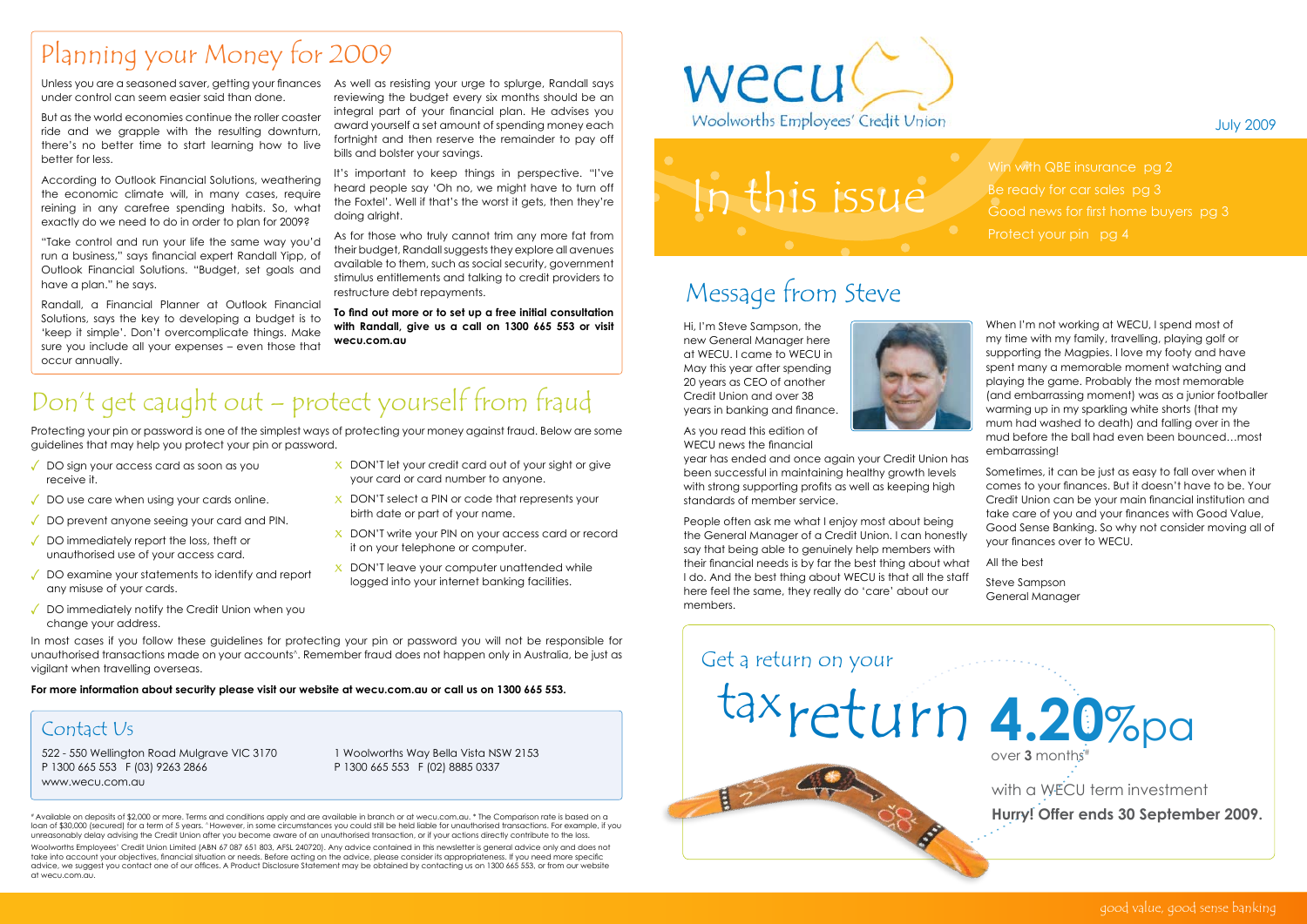# Planning your Money for 2009

Unless you are a seasoned saver, getting your finances under control can seem easier said than done.

But as the world economies continue the roller coaster ride and we grapple with the resulting downturn, there's no better time to start learning how to live better for less.

According to Outlook Financial Solutions, weathering the economic climate will, in many cases, require reining in any carefree spending habits. So, what exactly do we need to do in order to plan for 2009?

"Take control and run your life the same way you'd run a business," says financial expert Randall Yipp, of Outlook Financial Solutions. "Budget, set goals and have a plan." he says.

Randall, a Financial Planner at Outlook Financial Solutions, says the key to developing a budget is to 'keep it simple'. Don't overcomplicate things. Make sure you include all your expenses – even those that occur annually.

As well as resisting your urge to splurge, Randall says reviewing the budget every six months should be an integral part of your financial plan. He advises you award yourself a set amount of spending money each fortnight and then reserve the remainder to pay off bills and bolster your savings.

It's important to keep things in perspective. "I've heard people say 'Oh no, we might have to turn off the Foxtel'. Well if that's the worst it gets, then they're doing alright.

As for those who truly cannot trim any more fat from their budget, Randall suggests they explore all avenues available to them, such as social security, government stimulus entitlements and talking to credit providers to restructure debt repayments.

**To find out more or to set up a free initial consultation with Randall, give us a call on 1300 665 553 or visit wecu.com.au**

# Don't get caught out – protect yourself from fraud

Protecting your pin or password is one of the simplest ways of protecting your money against fraud. Below are some guidelines that may help you protect your pin or password.

- ✓ DO sign your access card as soon as you receive it.
- ✓ DO use care when using your cards online.
- ✓ DO prevent anyone seeing your card and PIN.
- ✓ DO immediately report the loss, theft or unauthorised use of your access card.
- ✓ DO examine your statements to identify and report any misuse of your cards.
- ✓ DO immediately notify the Credit Union when you change your address.
- X DON'T let your credit card out of your sight or give your card or card number to anyone.
- X DON'T select a PIN or code that represents your birth date or part of your name.
- X DON'T write your PIN on your access card or record it on your telephone or computer.
- X DON'T leave your computer unattended while logged into your internet banking facilities.

In most cases if you follow these guidelines for protecting your pin or password you will not be responsible for unauthorised transactions made on your accounts^. Remember fraud does not happen only in Australia, be just as vigilant when travelling overseas.

**For more information about security please visit our website at wecu.com.au or call us on 1300 665 553.**

## Contact Us

522 - 550 Wellington Road Mulgrave VIC 3170
P 1300 665 553 F (03) 9263 2866
www.wecu.com.au

1 Woolworths Way Bella Vista NSW 2153
P 1300 665 553 F (02) 8885 0337

\# Available on deposits of $2,000 or more. Terms and conditions apply and are available in branch or at wecu.com.au. * The Comparison rate is based on a loan of $30,000 (secured) for a term of 5 years. ^However, in some circumstances you could still be held liable for unauthorised transactions. For example, if you unreasonably delay advising the Credit Union after you become aware of an unauthorised transaction, or if your actions directly contribute to the loss.

Woolworths Employees' Credit Union Limited (ABN 67 087 651 803, AFSL 240720). Any advice contained in this newsletter is general advice only and does not take into account your objectives, financial situation or needs. Before acting on the advice, please consider its appropriateness. If you need more specific advice, we suggest you contact one of our offices. A Product Disclosure Statement may be obtained by contacting us on 1300 665 553, or from our website at wecu.com.au.

# wecu
Woolworths Employees' Credit Union

July 2009

## In this issue

Win with QBE insurance pg 2
Be ready for car sales pg 3
Good news for first home buyers pg 3
Protect your pin pg 4

# Message from Steve

Hi, I'm Steve Sampson, the new General Manager here at WECU. I came to WECU in May this year after spending 20 years as CEO of another Credit Union and over 38 years in banking and finance.

As you read this edition of WECU news the financial year has ended and once again your Credit Union has been successful in maintaining healthy growth levels with strong supporting profits as well as keeping high standards of member service.

People often ask me what I enjoy most about being the General Manager of a Credit Union. I can honestly say that being able to genuinely help members with their financial needs is by far the best thing about what I do. And the best thing about WECU is that all the staff here feel the same, they really do 'care' about our members.

When I'm not working at WECU, I spend most of my time with my family, travelling, playing golf or supporting the Magpies. I love my footy and have spent many a memorable moment watching and playing the game. Probably the most memorable (and embarrassing moment) was as a junior footballer warming up in my sparkling white shorts (that my mum had washed to death) and falling over in the mud before the ball had even been bounced…most embarrassing!

Sometimes, it can be just as easy to fall over when it comes to your finances. But it doesn't have to be. Your Credit Union can be your main financial institution and take care of you and your finances with Good Value, Good Sense Banking. So why not consider moving all of your finances over to WECU.

All the best

Steve Sampson
General Manager

## Get a return on your tax return **4.20**%pa

over **3** months#

with a WECU term investment

**Hurry! Offer ends 30 September 2009.**

good value, good sense banking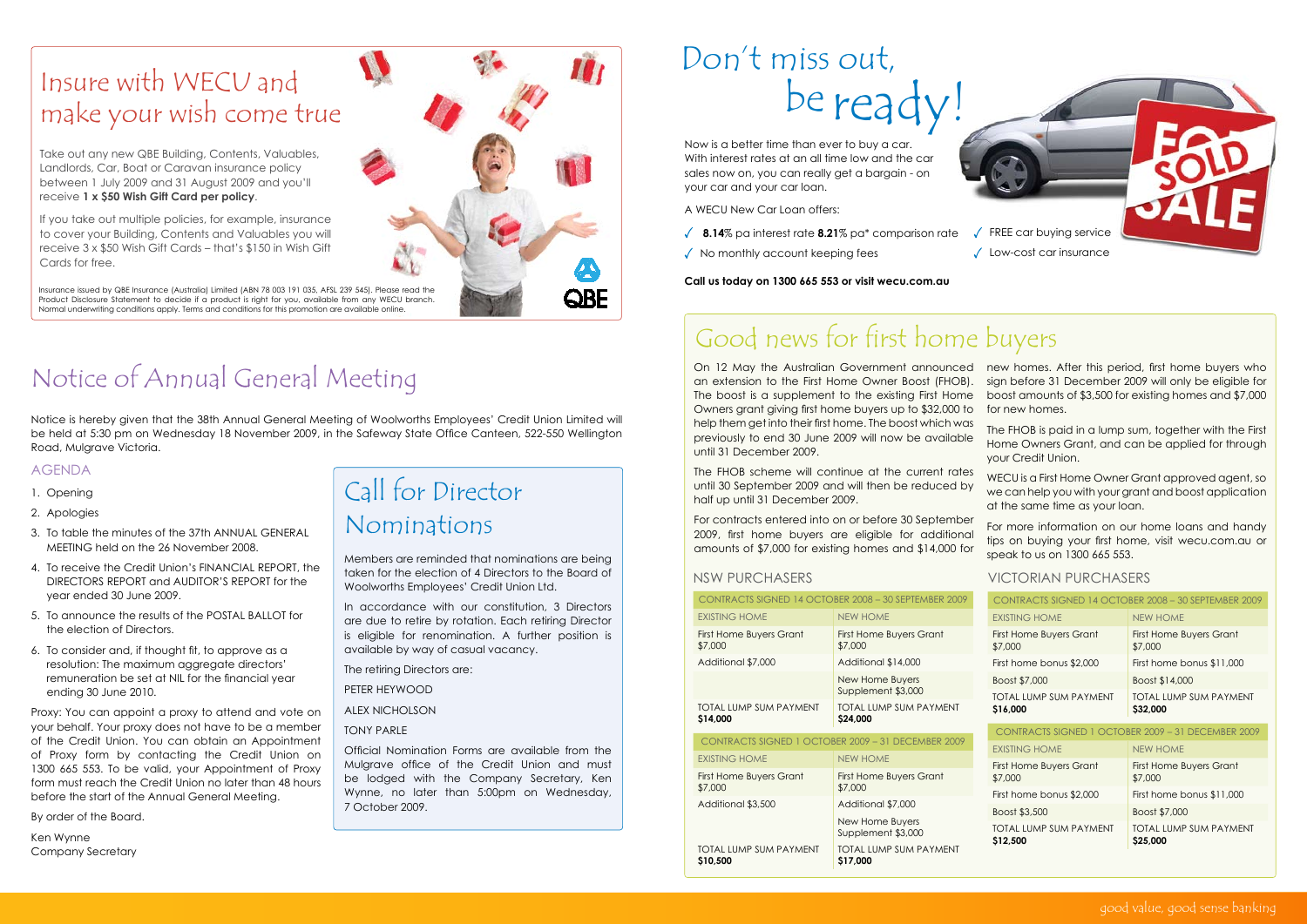# Insure with WECU and make your wish come true

Take out any new QBE Building, Contents, Valuables, Landlords, Car, Boat or Caravan insurance policy between 1 July 2009 and 31 August 2009 and you'll receive **1 x $50 Wish Gift Card per policy**.

If you take out multiple policies, for example, insurance to cover your Building, Contents and Valuables you will receive 3 x $50 Wish Gift Cards – that's $150 in Wish Gift Cards for free.

Insurance issued by QBE Insurance (Australia) Limited (ABN 78 003 191 035, AFSL 239 545). Please read the Product Disclosure Statement to decide if a product is right for you, available from any WECU branch. Normal underwriting conditions apply. Terms and conditions for this promotion are available online.

# Notice of Annual General Meeting

Notice is hereby given that the 38th Annual General Meeting of Woolworths Employees' Credit Union Limited will be held at 5:30 pm on Wednesday 18 November 2009, in the Safeway State Office Canteen, 522-550 Wellington Road, Mulgrave Victoria.

## AGENDA

1. Opening
2. Apologies
3. To table the minutes of the 37th ANNUAL GENERAL MEETING held on the 26 November 2008.
4. To receive the Credit Union's FINANCIAL REPORT, the DIRECTORS REPORT and AUDITOR'S REPORT for the year ended 30 June 2009.
5. To announce the results of the POSTAL BALLOT for the election of Directors.
6. To consider and, if thought fit, to approve as a resolution: The maximum aggregate directors' remuneration be set at NIL for the financial year ending 30 June 2010.

Proxy: You can appoint a proxy to attend and vote on your behalf. Your proxy does not have to be a member of the Credit Union. You can obtain an Appointment of Proxy form by contacting the Credit Union on 1300 665 553. To be valid, your Appointment of Proxy form must reach the Credit Union no later than 48 hours before the start of the Annual General Meeting.

By order of the Board.

Ken Wynne
Company Secretary

# Call for Director Nominations

Members are reminded that nominations are being taken for the election of 4 Directors to the Board of Woolworths Employees' Credit Union Ltd.

In accordance with our constitution, 3 Directors are due to retire by rotation. Each retiring Director is eligible for renomination. A further position is available by way of casual vacancy.

The retiring Directors are:

PETER HEYWOOD

ALEX NICHOLSON

TONY PARLE

Official Nomination Forms are available from the Mulgrave office of the Credit Union and must be lodged with the Company Secretary, Ken Wynne, no later than 5:00pm on Wednesday, 7 October 2009.

# Don't miss out, be ready!

Now is a better time than ever to buy a car. With interest rates at an all time low and the car sales now on, you can really get a bargain - on your car and your car loan.

A WECU New Car Loan offers:

- ✓ **8.14**% pa interest rate **8.21**% pa* comparison rate
- ✓ No monthly account keeping fees
- ✓ FREE car buying service
- ✓ Low-cost car insurance

**Call us today on 1300 665 553 or visit wecu.com.au**

# Good news for first home buyers

On 12 May the Australian Government announced an extension to the First Home Owner Boost (FHOB). The boost is a supplement to the existing First Home Owners grant giving first home buyers up to $32,000 to help them get into their first home. The boost which was previously to end 30 June 2009 will now be available until 31 December 2009.

The FHOB scheme will continue at the current rates until 30 September 2009 and will then be reduced by half up until 31 December 2009.

For contracts entered into on or before 30 September 2009, first home buyers are eligible for additional amounts of $7,000 for existing homes and $14,000 for new homes. After this period, first home buyers who sign before 31 December 2009 will only be eligible for boost amounts of $3,500 for existing homes and $7,000 for new homes.

The FHOB is paid in a lump sum, together with the First Home Owners Grant, and can be applied for through your Credit Union.

WECU is a First Home Owner Grant approved agent, so we can help you with your grant and boost application at the same time as your loan.

For more information on our home loans and handy tips on buying your first home, visit wecu.com.au or speak to us on 1300 665 553.

## NSW PURCHASERS

| CONTRACTS SIGNED 14 OCTOBER 2008 – 30 SEPTEMBER 2009 | |
|---|---|
| EXISTING HOME | NEW HOME |
| First Home Buyers Grant $7,000 | First Home Buyers Grant $7,000 |
| Additional $7,000 | Additional $14,000 |
| | New Home Buyers Supplement $3,000 |
| TOTAL LUMP SUM PAYMENT **$14,000** | TOTAL LUMP SUM PAYMENT **$24,000** |

| CONTRACTS SIGNED 1 OCTOBER 2009 – 31 DECEMBER 2009 | |
|---|---|
| EXISTING HOME | NEW HOME |
| First Home Buyers Grant $7,000 | First Home Buyers Grant $7,000 |
| Additional $3,500 | Additional $7,000 |
| | New Home Buyers Supplement $3,000 |
| TOTAL LUMP SUM PAYMENT **$10,500** | TOTAL LUMP SUM PAYMENT **$17,000** |

## VICTORIAN PURCHASERS

| CONTRACTS SIGNED 14 OCTOBER 2008 – 30 SEPTEMBER 2009 | |
|---|---|
| EXISTING HOME | NEW HOME |
| First Home Buyers Grant $7,000 | First Home Buyers Grant $7,000 |
| First home bonus $2,000 | First home bonus $11,000 |
| Boost $7,000 | Boost $14,000 |
| TOTAL LUMP SUM PAYMENT **$16,000** | TOTAL LUMP SUM PAYMENT **$32,000** |

| CONTRACTS SIGNED 1 OCTOBER 2009 – 31 DECEMBER 2009 | |
|---|---|
| EXISTING HOME | NEW HOME |
| First Home Buyers Grant $7,000 | First Home Buyers Grant $7,000 |
| First home bonus $2,000 | First home bonus $11,000 |
| Boost $3,500 | Boost $7,000 |
| TOTAL LUMP SUM PAYMENT **$12,500** | TOTAL LUMP SUM PAYMENT **$25,000** |

good value, good sense banking